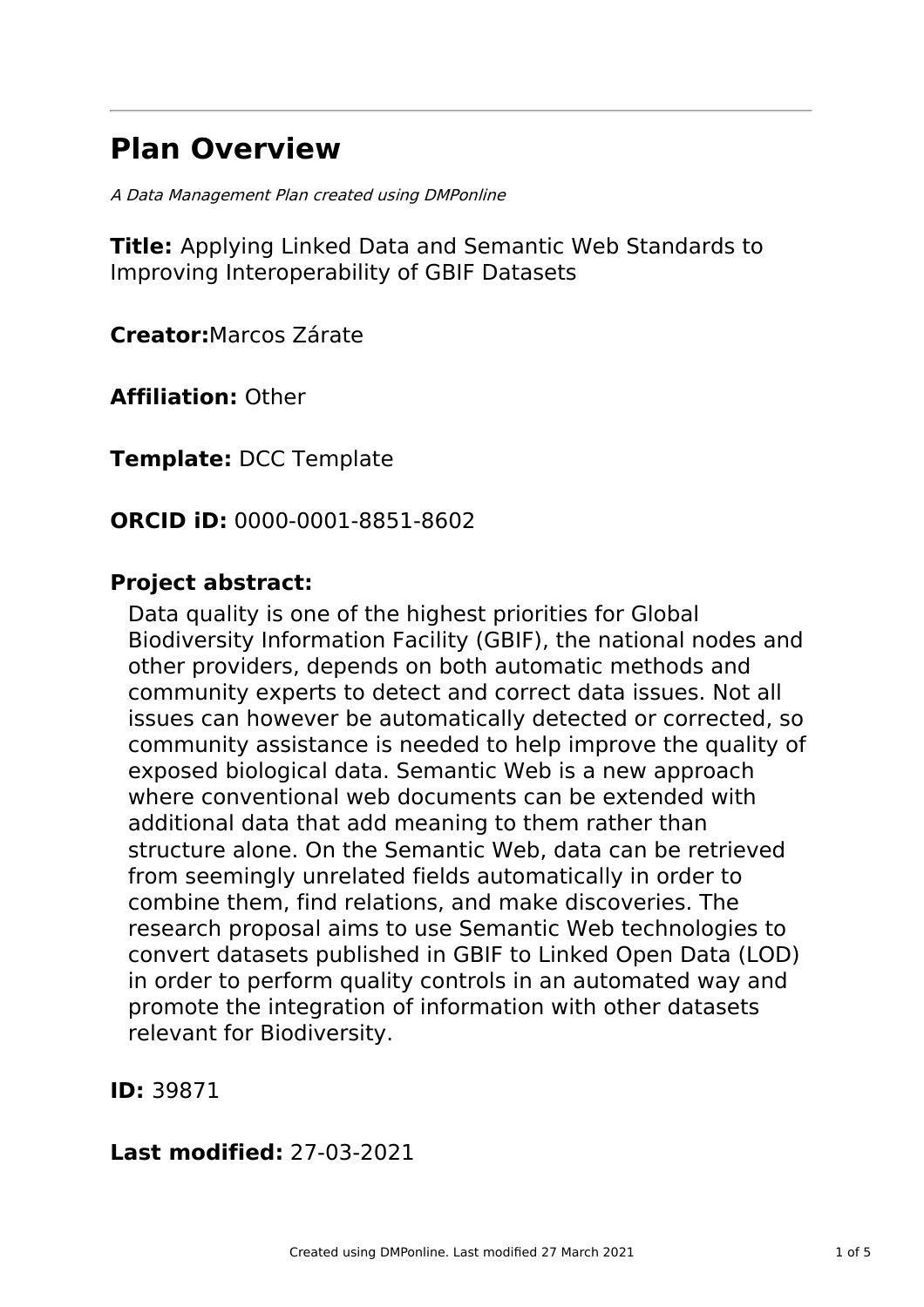# Plan Overview

*A Data Management Plan created using DMPonline*

**Title:** Applying Linked Data and Semantic Web Standards to Improving Interoperability of GBIF Datasets

**Creator:**Marcos Zárate

**Affiliation:** Other

**Template:** DCC Template

**ORCID iD:** 0000-0001-8851-8602

**Project abstract:**

Data quality is one of the highest priorities for Global Biodiversity Information Facility (GBIF), the national nodes and other providers, depends on both automatic methods and community experts to detect and correct data issues. Not all issues can however be automatically detected or corrected, so community assistance is needed to help improve the quality of exposed biological data. Semantic Web is a new approach where conventional web documents can be extended with additional data that add meaning to them rather than structure alone. On the Semantic Web, data can be retrieved from seemingly unrelated fields automatically in order to combine them, find relations, and make discoveries. The research proposal aims to use Semantic Web technologies to convert datasets published in GBIF to Linked Open Data (LOD) in order to perform quality controls in an automated way and promote the integration of information with other datasets relevant for Biodiversity.

**ID:** 39871

**Last modified:** 27-03-2021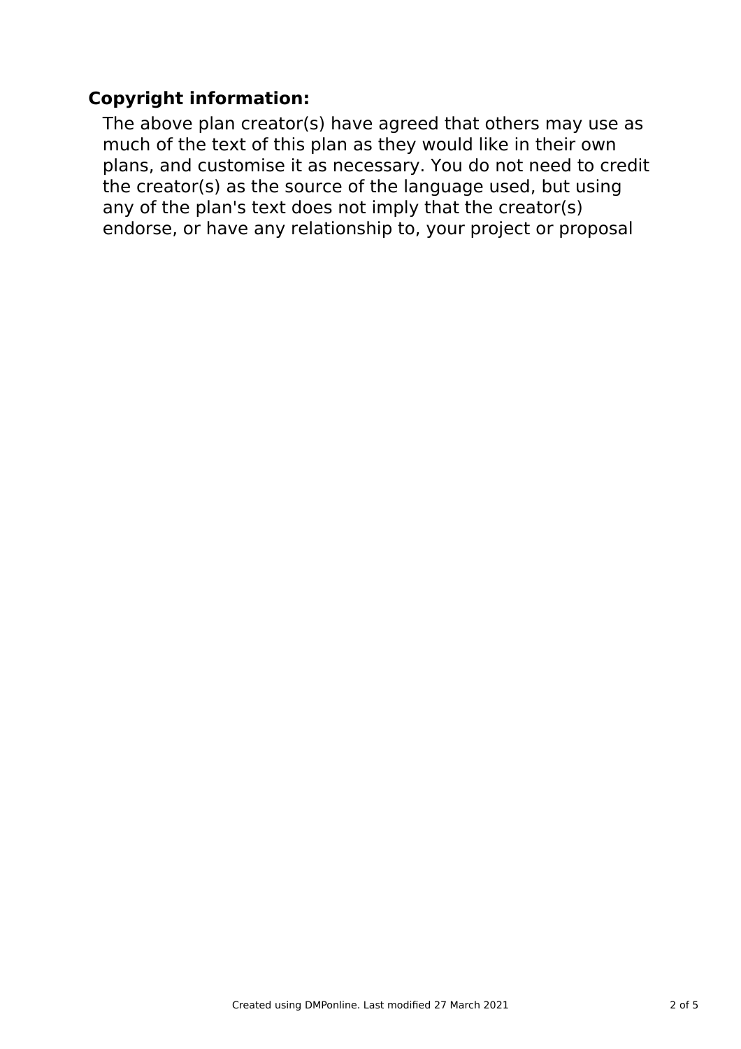### Copyright information:

The above plan creator(s) have agreed that others may use as much of the text of this plan as they would like in their own plans, and customise it as necessary. You do not need to credit the creator(s) as the source of the language used, but using any of the plan's text does not imply that the creator(s) endorse, or have any relationship to, your project or proposal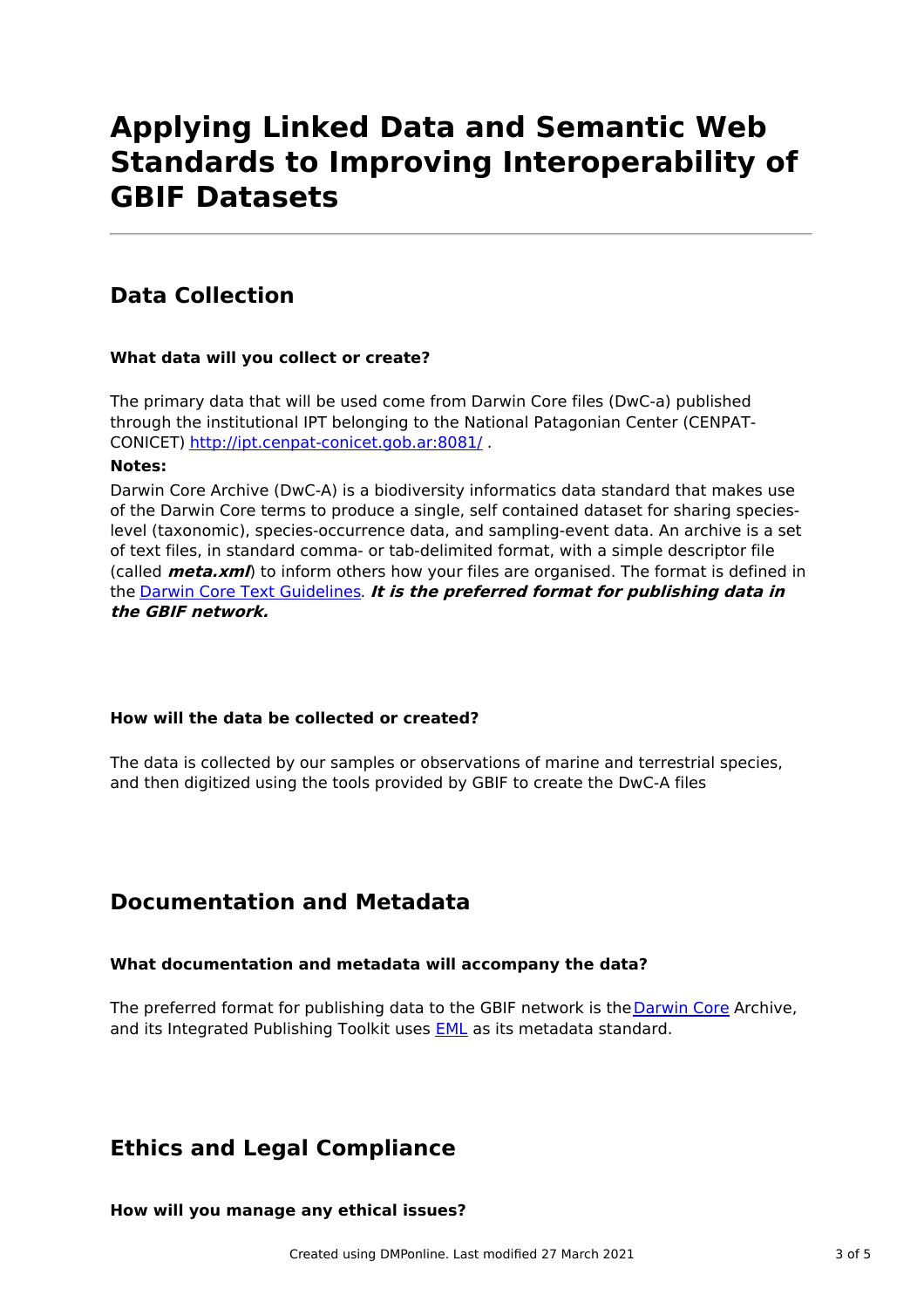# Applying Linked Data and Semantic Web Standards to Improving Interoperability of GBIF Datasets

## Data Collection

### What data will you collect or create?

The primary data that will be used come from Darwin Core files (DwC-a) published through the institutional IPT belonging to the National Patagonian Center (CENPAT-CONICET) [http://ipt.cenpat-conicet.gob.ar:8081/](http://ipt.cenpat-conicet.gob.ar:8081/) .

**Notes:**

Darwin Core Archive (DwC-A) is a biodiversity informatics data standard that makes use of the Darwin Core terms to produce a single, self contained dataset for sharing species-level (taxonomic), species-occurrence data, and sampling-event data. An archive is a set of text files, in standard comma- or tab-delimited format, with a simple descriptor file (called ***meta.xml***) to inform others how your files are organised. The format is defined in the Darwin Core Text Guidelines. ***It is the preferred format for publishing data in the GBIF network.***

### How will the data be collected or created?

The data is collected by our samples or observations of marine and terrestrial species, and then digitized using the tools provided by GBIF to create the DwC-A files

## Documentation and Metadata

### What documentation and metadata will accompany the data?

The preferred format for publishing data to the GBIF network is the Darwin Core Archive, and its Integrated Publishing Toolkit uses EML as its metadata standard.

## Ethics and Legal Compliance

### How will you manage any ethical issues?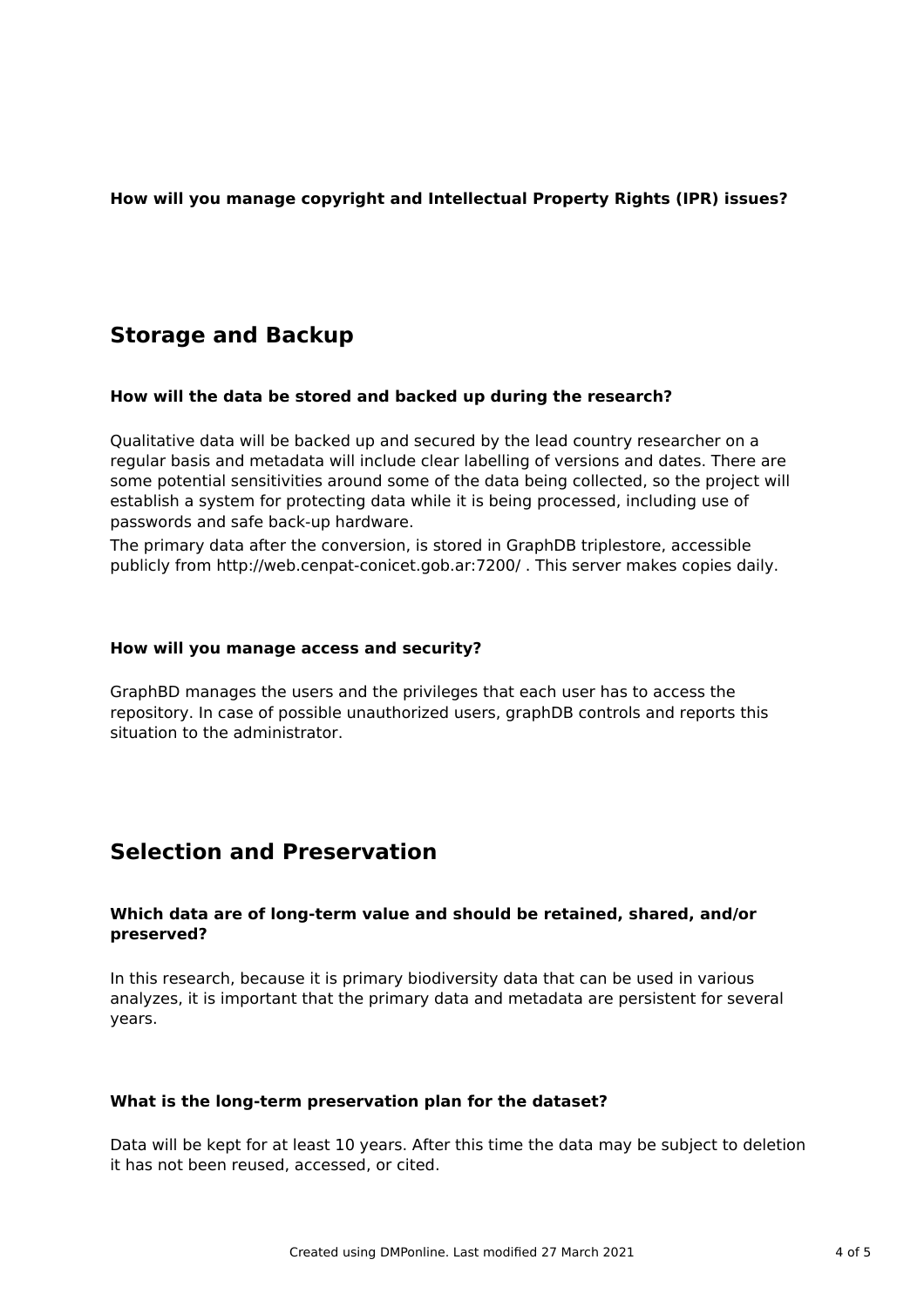**How will you manage copyright and Intellectual Property Rights (IPR) issues?**

## Storage and Backup

**How will the data be stored and backed up during the research?**

Qualitative data will be backed up and secured by the lead country researcher on a regular basis and metadata will include clear labelling of versions and dates. There are some potential sensitivities around some of the data being collected, so the project will establish a system for protecting data while it is being processed, including use of passwords and safe back-up hardware.

The primary data after the conversion, is stored in GraphDB triplestore, accessible publicly from http://web.cenpat-conicet.gob.ar:7200/ . This server makes copies daily.

**How will you manage access and security?**

GraphBD manages the users and the privileges that each user has to access the repository. In case of possible unauthorized users, graphDB controls and reports this situation to the administrator.

## Selection and Preservation

**Which data are of long-term value and should be retained, shared, and/or preserved?**

In this research, because it is primary biodiversity data that can be used in various analyzes, it is important that the primary data and metadata are persistent for several years.

**What is the long-term preservation plan for the dataset?**

Data will be kept for at least 10 years. After this time the data may be subject to deletion it has not been reused, accessed, or cited.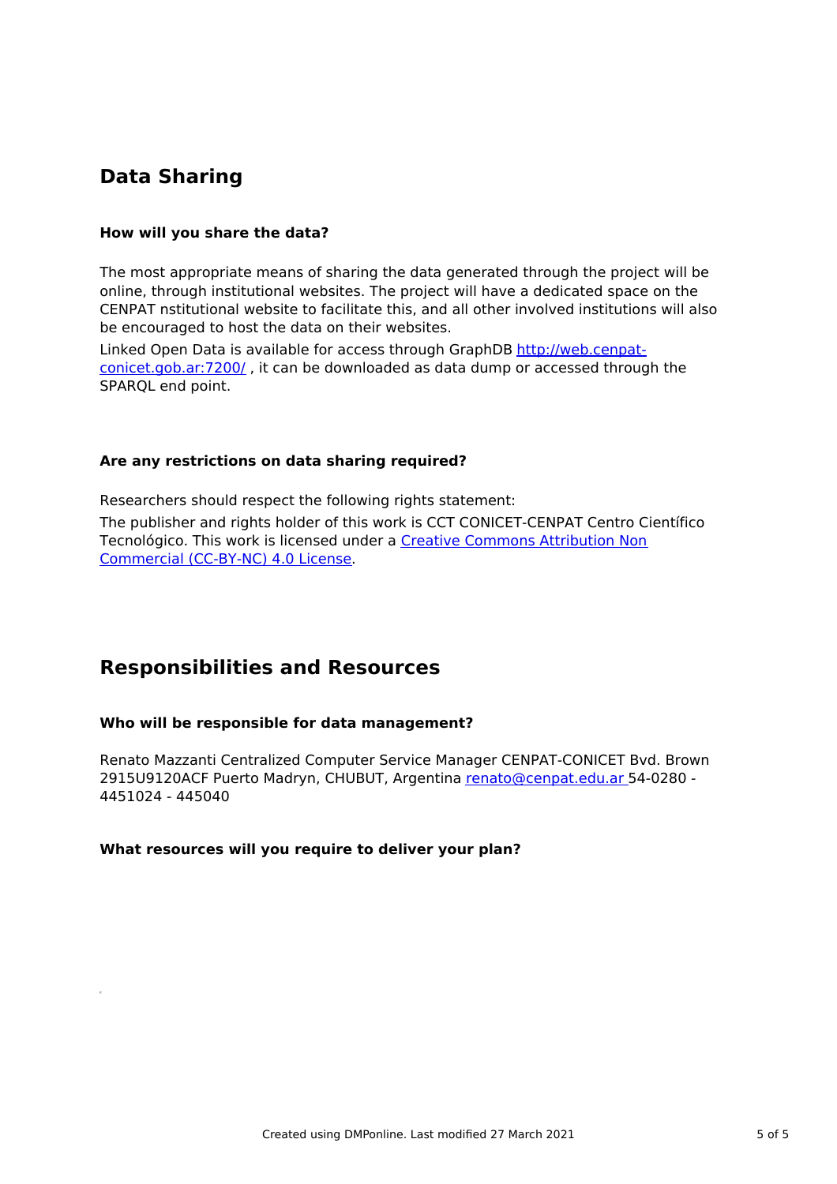## Data Sharing

### How will you share the data?

The most appropriate means of sharing the data generated through the project will be online, through institutional websites. The project will have a dedicated space on the CENPAT nstitutional website to facilitate this, and all other involved institutions will also be encouraged to host the data on their websites.

Linked Open Data is available for access through GraphDB [http://web.cenpat-conicet.gob.ar:7200/](http://web.cenpat-conicet.gob.ar:7200/) , it can be downloaded as data dump or accessed through the SPARQL end point.

### Are any restrictions on data sharing required?

Researchers should respect the following rights statement:

The publisher and rights holder of this work is CCT CONICET-CENPAT Centro Científico Tecnológico. This work is licensed under a Creative Commons Attribution Non Commercial (CC-BY-NC) 4.0 License.

## Responsibilities and Resources

### Who will be responsible for data management?

Renato Mazzanti Centralized Computer Service Manager CENPAT-CONICET Bvd. Brown 2915U9120ACF Puerto Madryn, CHUBUT, Argentina renato@cenpat.edu.ar 54-0280 - 4451024 - 445040

### What resources will you require to deliver your plan?